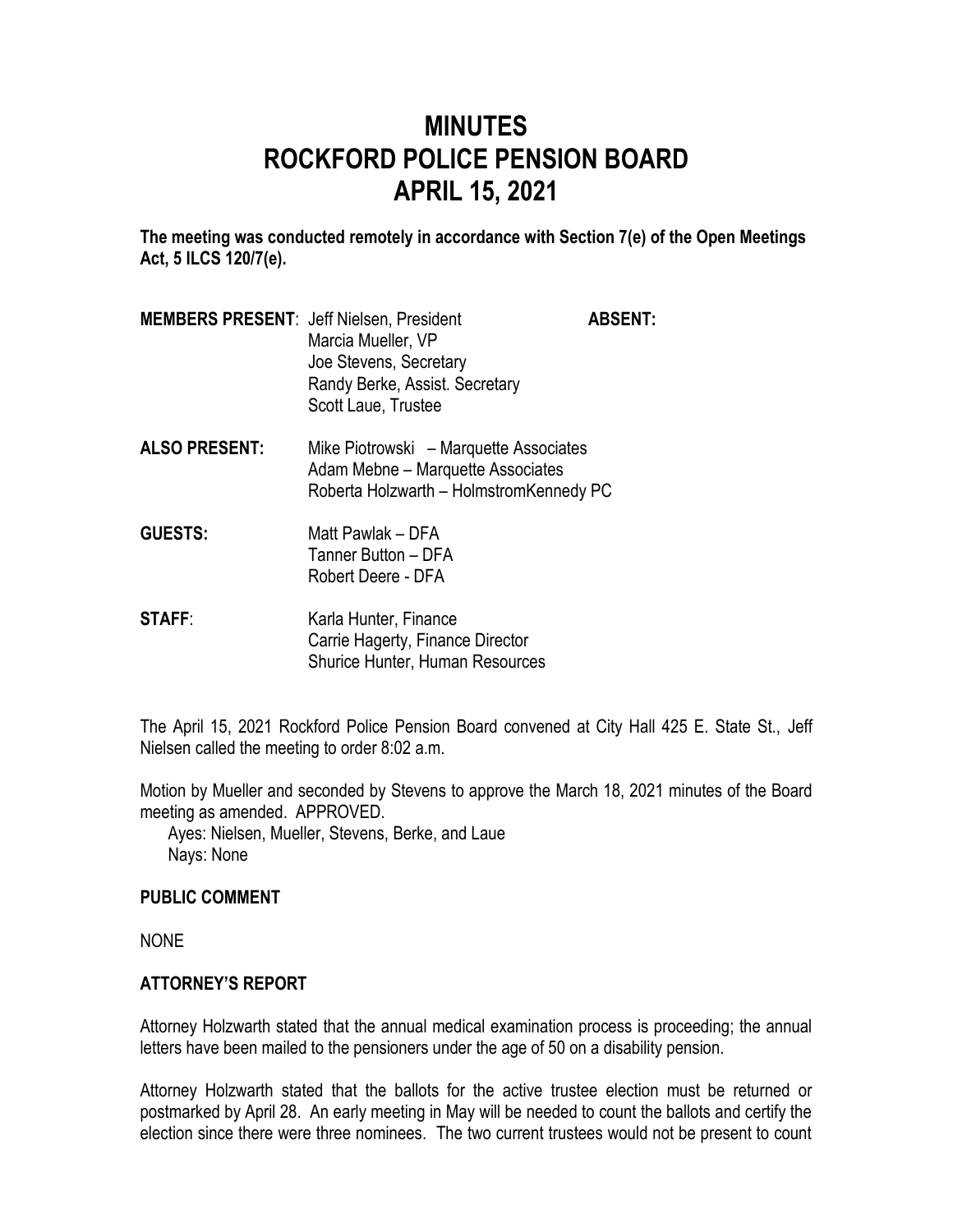# MINUTES
# ROCKFORD POLICE PENSION BOARD
# APRIL 15, 2021

**The meeting was conducted remotely in accordance with Section 7(e) of the Open Meetings Act, 5 ILCS 120/7(e).**

| | | |
|---|---|---|
| **MEMBERS PRESENT**: | Jeff Nielsen, President<br>Marcia Mueller, VP<br>Joe Stevens, Secretary<br>Randy Berke, Assist. Secretary<br>Scott Laue, Trustee | **ABSENT:** |
| **ALSO PRESENT:** | Mike Piotrowski – Marquette Associates<br>Adam Mebne – Marquette Associates<br>Roberta Holzwarth – HolmstromKennedy PC | |
| **GUESTS:** | Matt Pawlak – DFA<br>Tanner Button – DFA<br>Robert Deere - DFA | |
| **STAFF**: | Karla Hunter, Finance<br>Carrie Hagerty, Finance Director<br>Shurice Hunter, Human Resources | |

The April 15, 2021 Rockford Police Pension Board convened at City Hall 425 E. State St., Jeff Nielsen called the meeting to order 8:02 a.m.

Motion by Mueller and seconded by Stevens to approve the March 18, 2021 minutes of the Board meeting as amended. APPROVED.

Ayes: Nielsen, Mueller, Stevens, Berke, and Laue
Nays: None

### PUBLIC COMMENT

NONE

### ATTORNEY'S REPORT

Attorney Holzwarth stated that the annual medical examination process is proceeding; the annual letters have been mailed to the pensioners under the age of 50 on a disability pension.

Attorney Holzwarth stated that the ballots for the active trustee election must be returned or postmarked by April 28. An early meeting in May will be needed to count the ballots and certify the election since there were three nominees. The two current trustees would not be present to count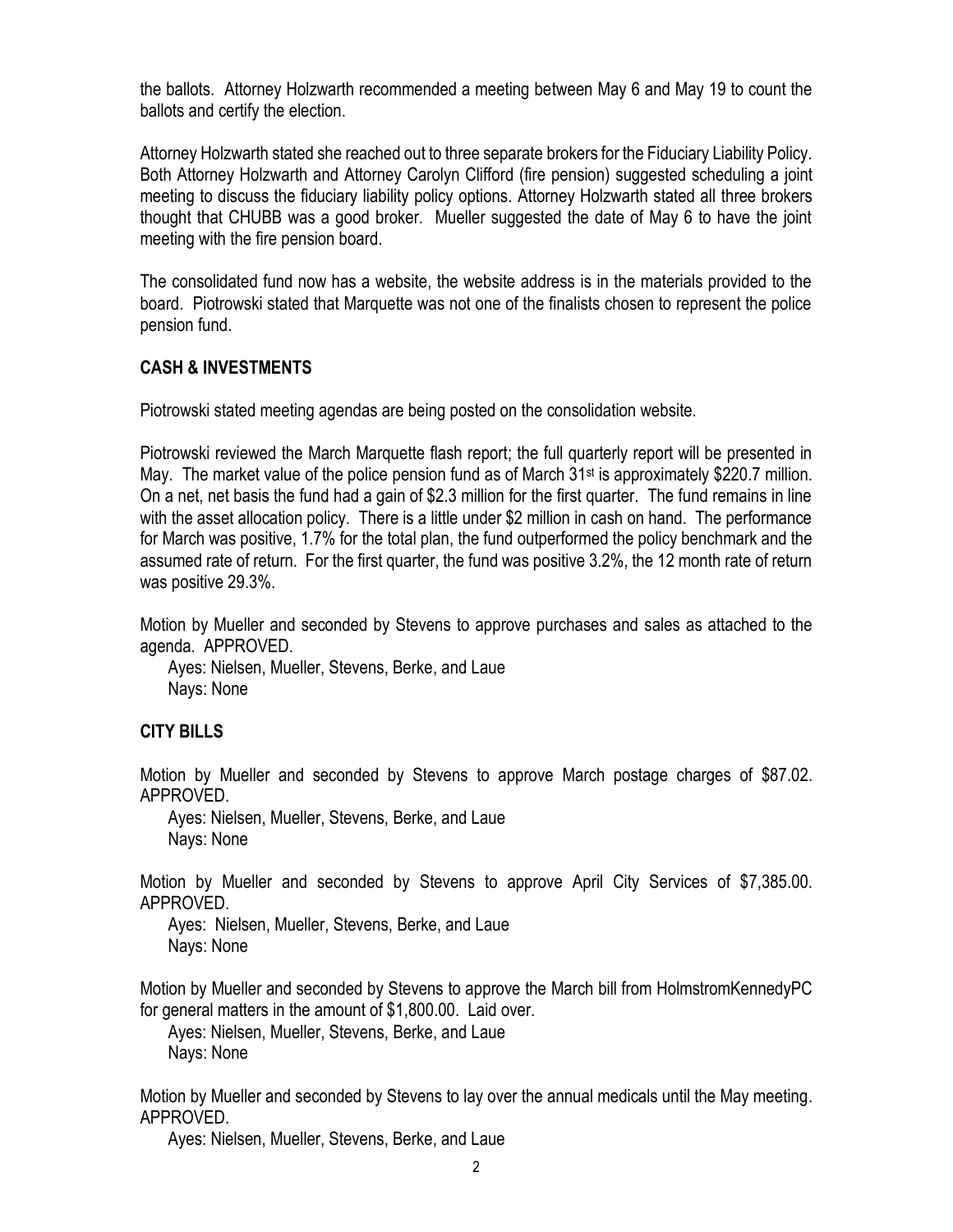the ballots. Attorney Holzwarth recommended a meeting between May 6 and May 19 to count the ballots and certify the election.

Attorney Holzwarth stated she reached out to three separate brokers for the Fiduciary Liability Policy. Both Attorney Holzwarth and Attorney Carolyn Clifford (fire pension) suggested scheduling a joint meeting to discuss the fiduciary liability policy options. Attorney Holzwarth stated all three brokers thought that CHUBB was a good broker. Mueller suggested the date of May 6 to have the joint meeting with the fire pension board.

The consolidated fund now has a website, the website address is in the materials provided to the board. Piotrowski stated that Marquette was not one of the finalists chosen to represent the police pension fund.

**CASH & INVESTMENTS**

Piotrowski stated meeting agendas are being posted on the consolidation website.

Piotrowski reviewed the March Marquette flash report; the full quarterly report will be presented in May. The market value of the police pension fund as of March 31st is approximately $220.7 million. On a net, net basis the fund had a gain of $2.3 million for the first quarter. The fund remains in line with the asset allocation policy. There is a little under $2 million in cash on hand. The performance for March was positive, 1.7% for the total plan, the fund outperformed the policy benchmark and the assumed rate of return. For the first quarter, the fund was positive 3.2%, the 12 month rate of return was positive 29.3%.

Motion by Mueller and seconded by Stevens to approve purchases and sales as attached to the agenda. APPROVED.

Ayes: Nielsen, Mueller, Stevens, Berke, and Laue
Nays: None

**CITY BILLS**

Motion by Mueller and seconded by Stevens to approve March postage charges of $87.02. APPROVED.

Ayes: Nielsen, Mueller, Stevens, Berke, and Laue
Nays: None

Motion by Mueller and seconded by Stevens to approve April City Services of $7,385.00. APPROVED.

Ayes: Nielsen, Mueller, Stevens, Berke, and Laue
Nays: None

Motion by Mueller and seconded by Stevens to approve the March bill from HolmstromKennedyPC for general matters in the amount of $1,800.00. Laid over.

Ayes: Nielsen, Mueller, Stevens, Berke, and Laue
Nays: None

Motion by Mueller and seconded by Stevens to lay over the annual medicals until the May meeting. APPROVED.

Ayes: Nielsen, Mueller, Stevens, Berke, and Laue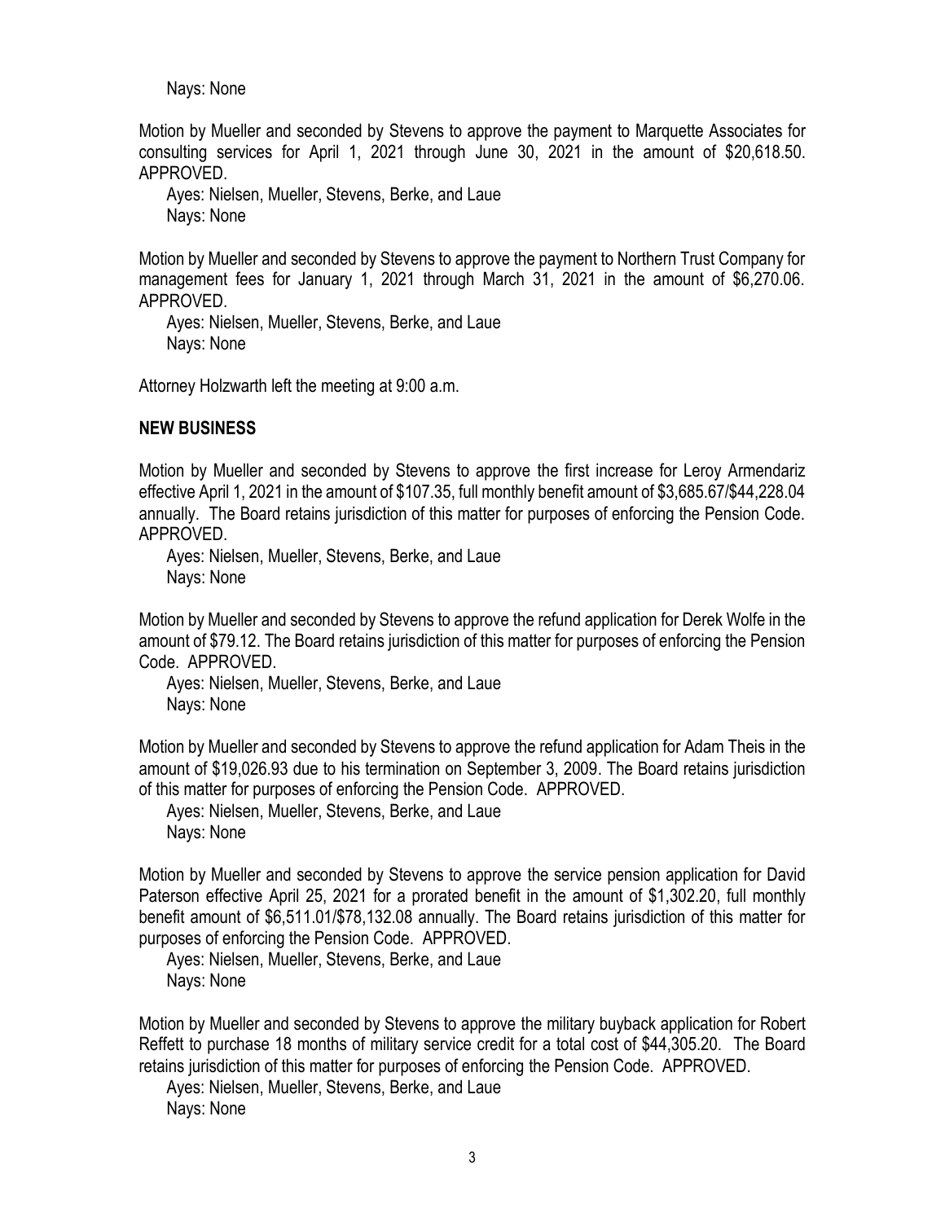Nays: None

Motion by Mueller and seconded by Stevens to approve the payment to Marquette Associates for consulting services for April 1, 2021 through June 30, 2021 in the amount of $20,618.50. APPROVED.

Ayes: Nielsen, Mueller, Stevens, Berke, and Laue
Nays: None

Motion by Mueller and seconded by Stevens to approve the payment to Northern Trust Company for management fees for January 1, 2021 through March 31, 2021 in the amount of $6,270.06. APPROVED.

Ayes: Nielsen, Mueller, Stevens, Berke, and Laue
Nays: None

Attorney Holzwarth left the meeting at 9:00 a.m.

**NEW BUSINESS**

Motion by Mueller and seconded by Stevens to approve the first increase for Leroy Armendariz effective April 1, 2021 in the amount of $107.35, full monthly benefit amount of $3,685.67/$44,228.04 annually. The Board retains jurisdiction of this matter for purposes of enforcing the Pension Code. APPROVED.

Ayes: Nielsen, Mueller, Stevens, Berke, and Laue
Nays: None

Motion by Mueller and seconded by Stevens to approve the refund application for Derek Wolfe in the amount of $79.12. The Board retains jurisdiction of this matter for purposes of enforcing the Pension Code. APPROVED.

Ayes: Nielsen, Mueller, Stevens, Berke, and Laue
Nays: None

Motion by Mueller and seconded by Stevens to approve the refund application for Adam Theis in the amount of $19,026.93 due to his termination on September 3, 2009. The Board retains jurisdiction of this matter for purposes of enforcing the Pension Code. APPROVED.

Ayes: Nielsen, Mueller, Stevens, Berke, and Laue
Nays: None

Motion by Mueller and seconded by Stevens to approve the service pension application for David Paterson effective April 25, 2021 for a prorated benefit in the amount of $1,302.20, full monthly benefit amount of $6,511.01/$78,132.08 annually. The Board retains jurisdiction of this matter for purposes of enforcing the Pension Code. APPROVED.

Ayes: Nielsen, Mueller, Stevens, Berke, and Laue
Nays: None

Motion by Mueller and seconded by Stevens to approve the military buyback application for Robert Reffett to purchase 18 months of military service credit for a total cost of $44,305.20. The Board retains jurisdiction of this matter for purposes of enforcing the Pension Code. APPROVED.

Ayes: Nielsen, Mueller, Stevens, Berke, and Laue
Nays: None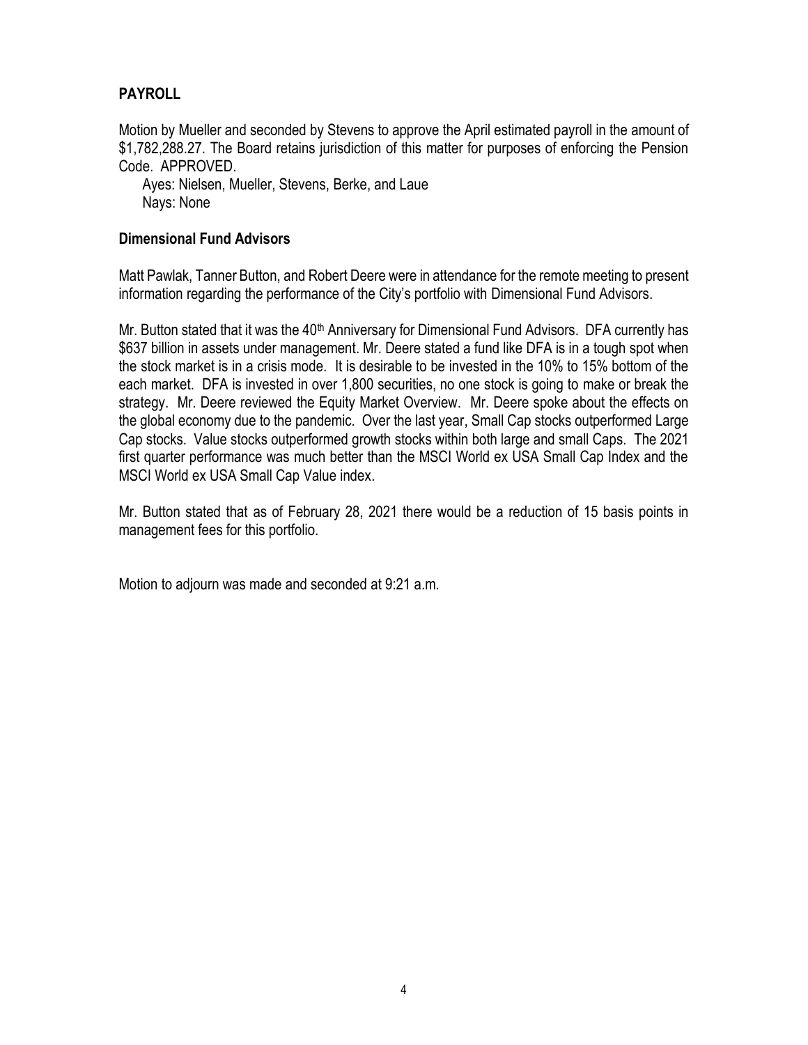## PAYROLL

Motion by Mueller and seconded by Stevens to approve the April estimated payroll in the amount of $1,782,288.27. The Board retains jurisdiction of this matter for purposes of enforcing the Pension Code. APPROVED.

Ayes: Nielsen, Mueller, Stevens, Berke, and Laue
Nays: None

### Dimensional Fund Advisors

Matt Pawlak, Tanner Button, and Robert Deere were in attendance for the remote meeting to present information regarding the performance of the City's portfolio with Dimensional Fund Advisors.

Mr. Button stated that it was the 40th Anniversary for Dimensional Fund Advisors. DFA currently has $637 billion in assets under management. Mr. Deere stated a fund like DFA is in a tough spot when the stock market is in a crisis mode. It is desirable to be invested in the 10% to 15% bottom of the each market. DFA is invested in over 1,800 securities, no one stock is going to make or break the strategy. Mr. Deere reviewed the Equity Market Overview. Mr. Deere spoke about the effects on the global economy due to the pandemic. Over the last year, Small Cap stocks outperformed Large Cap stocks. Value stocks outperformed growth stocks within both large and small Caps. The 2021 first quarter performance was much better than the MSCI World ex USA Small Cap Index and the MSCI World ex USA Small Cap Value index.

Mr. Button stated that as of February 28, 2021 there would be a reduction of 15 basis points in management fees for this portfolio.

Motion to adjourn was made and seconded at 9:21 a.m.